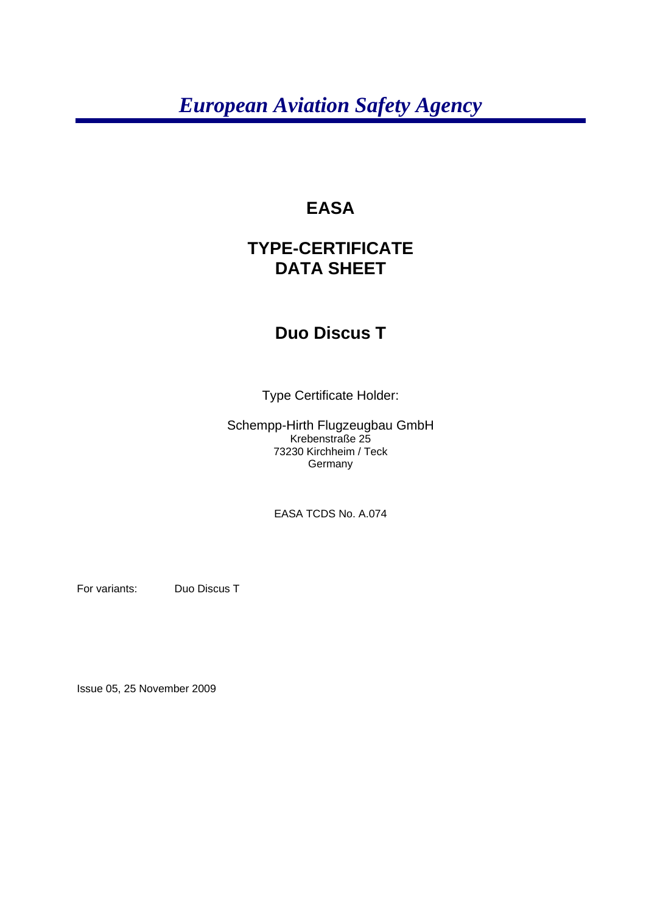*European Aviation Safety Agency*

# EASA

# TYPE-CERTIFICATE DATA SHEET

# Duo Discus T

Type Certificate Holder:

Schempp-Hirth Flugzeugbau GmbH
Krebenstraße 25
73230 Kirchheim / Teck
Germany

EASA TCDS No. A.074

For variants: Duo Discus T

Issue 05, 25 November 2009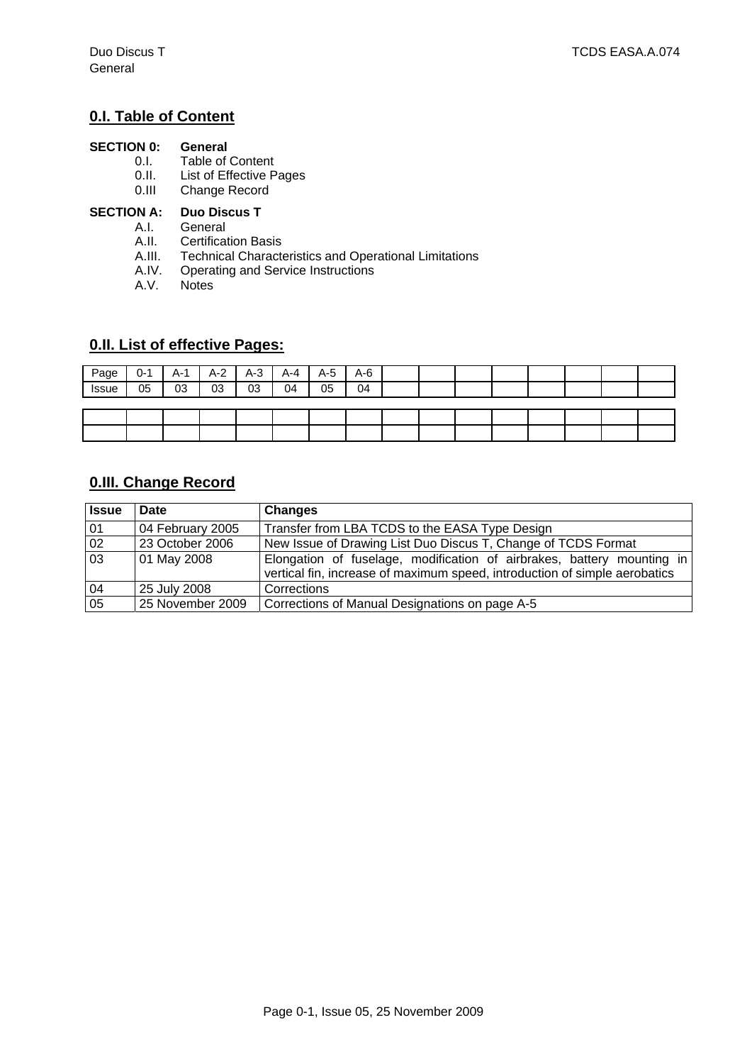## 0.I. Table of Content

**SECTION 0: General**

- 0.I. Table of Content
- 0.II. List of Effective Pages
- 0.III Change Record

**SECTION A: Duo Discus T**

- A.I. General
- A.II. Certification Basis
- A.III. Technical Characteristics and Operational Limitations
- A.IV. Operating and Service Instructions
- A.V. Notes

## 0.II. List of effective Pages:

| Page | 0-1 | A-1 | A-2 | A-3 | A-4 | A-5 | A-6 | | | | | | | | |
|---|---|---|---|---|---|---|---|---|---|---|---|---|---|---|---|
| Issue | 05 | 03 | 03 | 03 | 04 | 05 | 04 | | | | | | | | |

## 0.III. Change Record

| Issue | Date | Changes |
|---|---|---|
| 01 | 04 February 2005 | Transfer from LBA TCDS to the EASA Type Design |
| 02 | 23 October 2006 | New Issue of Drawing List Duo Discus T, Change of TCDS Format |
| 03 | 01 May 2008 | Elongation of fuselage, modification of airbrakes, battery mounting in vertical fin, increase of maximum speed, introduction of simple aerobatics |
| 04 | 25 July 2008 | Corrections |
| 05 | 25 November 2009 | Corrections of Manual Designations on page A-5 |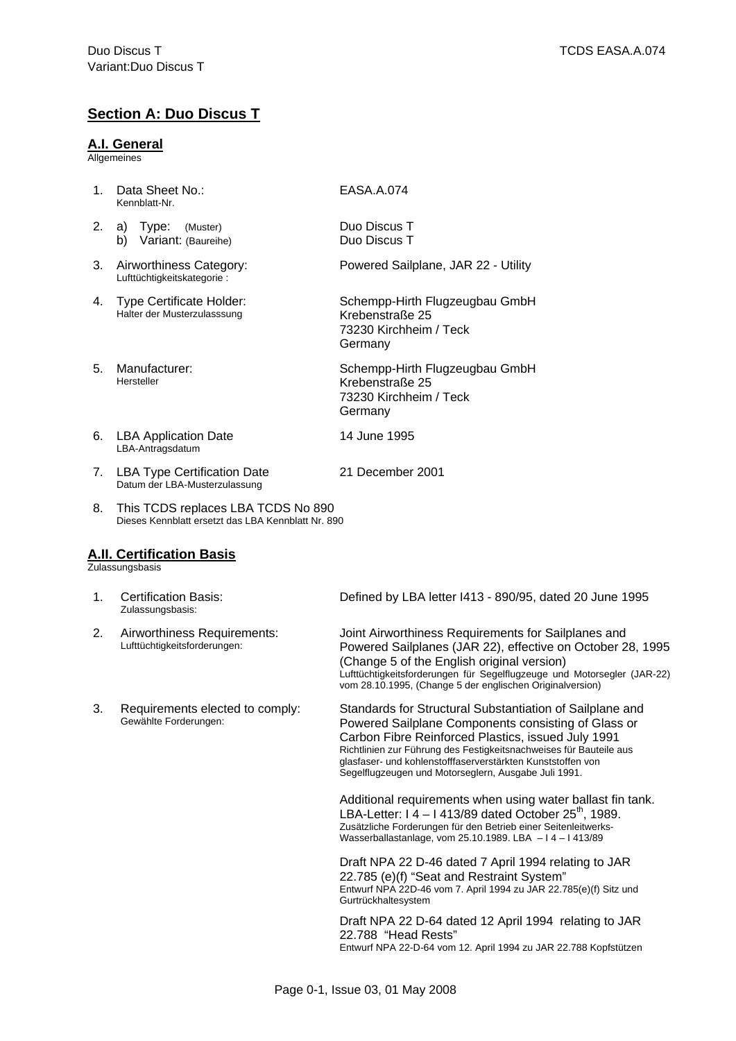## Section A: Duo Discus T

### A.I. General

Allgemeines

| | | |
|---|---|---|
| 1. | Data Sheet No.:<br>Kennblatt-Nr. | EASA.A.074 |
| 2. | a) Type: (Muster)<br>b) Variant: (Baureihe) | Duo Discus T<br>Duo Discus T |
| 3. | Airworthiness Category:<br>Lufttüchtigkeitskategorie : | Powered Sailplane, JAR 22 - Utility |
| 4. | Type Certificate Holder:<br>Halter der Musterzulasssung | Schempp-Hirth Flugzeugbau GmbH<br>Krebenstraße 25<br>73230 Kirchheim / Teck<br>Germany |
| 5. | Manufacturer:<br>Hersteller | Schempp-Hirth Flugzeugbau GmbH<br>Krebenstraße 25<br>73230 Kirchheim / Teck<br>Germany |
| 6. | LBA Application Date<br>LBA-Antragsdatum | 14 June 1995 |
| 7. | LBA Type Certification Date<br>Datum der LBA-Musterzulassung | 21 December 2001 |

8. This TCDS replaces LBA TCDS No 890
Dieses Kennblatt ersetzt das LBA Kennblatt Nr. 890

### A.II. Certification Basis

Zulassungsbasis

| | | |
|---|---|---|
| 1. | Certification Basis:<br>Zulassungsbasis: | Defined by LBA letter I413 - 890/95, dated 20 June 1995 |
| 2. | Airworthiness Requirements:<br>Lufttüchtigkeitsforderungen: | Joint Airworthiness Requirements for Sailplanes and Powered Sailplanes (JAR 22), effective on October 28, 1995 (Change 5 of the English original version)<br>Lufttüchtigkeitsforderungen für Segelflugzeuge und Motorsegler (JAR-22) vom 28.10.1995, (Change 5 der englischen Originalversion) |
| 3. | Requirements elected to comply:<br>Gewählte Forderungen: | Standards for Structural Substantiation of Sailplane and Powered Sailplane Components consisting of Glass or Carbon Fibre Reinforced Plastics, issued July 1991<br>Richtlinien zur Führung des Festigkeitsnachweises für Bauteile aus glasfaser- und kohlenstofffaserverstärkten Kunststoffen von Segelflugzeugen und Motorseglern, Ausgabe Juli 1991.<br><br>Additional requirements when using water ballast fin tank. LBA-Letter: I 4 – I 413/89 dated October 25th, 1989.<br>Zusätzliche Forderungen für den Betrieb einer Seitenleitwerks-Wasserballastanlage, vom 25.10.1989. LBA – I 4 – I 413/89<br><br>Draft NPA 22 D-46 dated 7 April 1994 relating to JAR 22.785 (e)(f) "Seat and Restraint System"<br>Entwurf NPA 22D-46 vom 7. April 1994 zu JAR 22.785(e)(f) Sitz und Gurtrückhaltesystem<br><br>Draft NPA 22 D-64 dated 12 April 1994 relating to JAR 22.788 "Head Rests"<br>Entwurf NPA 22-D-64 vom 12. April 1994 zu JAR 22.788 Kopfstützen |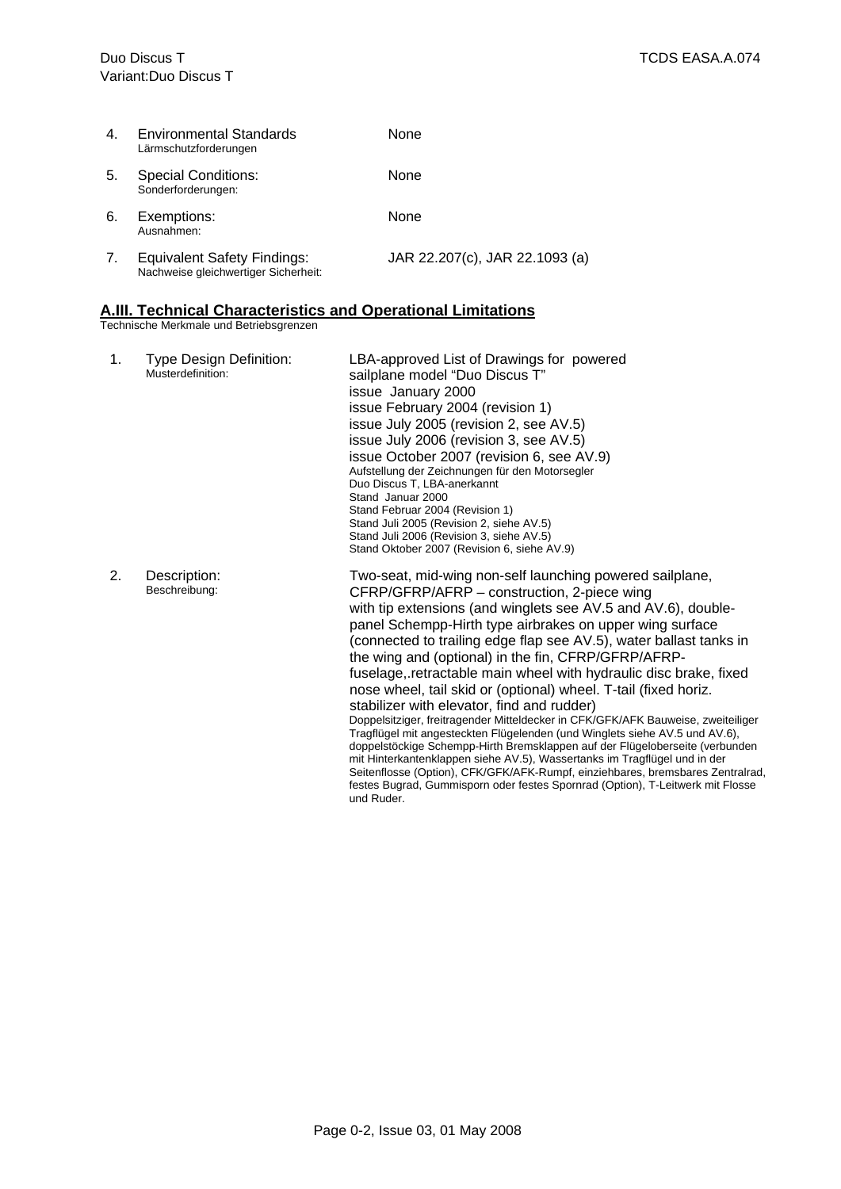| | | |
|---|---|---|
| 4. | Environmental Standards<br>Lärmschutzforderungen | None |
| 5. | Special Conditions:<br>Sonderforderungen: | None |
| 6. | Exemptions:<br>Ausnahmen: | None |
| 7. | Equivalent Safety Findings:<br>Nachweise gleichwertiger Sicherheit: | JAR 22.207(c), JAR 22.1093 (a) |

## A.III. Technical Characteristics and Operational Limitations

Technische Merkmale und Betriebsgrenzen

| | | |
|---|---|---|
| 1. | Type Design Definition:<br>Musterdefinition: | LBA-approved List of Drawings for powered sailplane model "Duo Discus T"<br>issue January 2000<br>issue February 2004 (revision 1)<br>issue July 2005 (revision 2, see AV.5)<br>issue July 2006 (revision 3, see AV.5)<br>issue October 2007 (revision 6, see AV.9)<br>Aufstellung der Zeichnungen für den Motorsegler Duo Discus T, LBA-anerkannt<br>Stand Januar 2000<br>Stand Februar 2004 (Revision 1)<br>Stand Juli 2005 (Revision 2, siehe AV.5)<br>Stand Juli 2006 (Revision 3, siehe AV.5)<br>Stand Oktober 2007 (Revision 6, siehe AV.9) |
| 2. | Description:<br>Beschreibung: | Two-seat, mid-wing non-self launching powered sailplane, CFRP/GFRP/AFRP – construction, 2-piece wing with tip extensions (and winglets see AV.5 and AV.6), double-panel Schempp-Hirth type airbrakes on upper wing surface (connected to trailing edge flap see AV.5), water ballast tanks in the wing and (optional) in the fin, CFRP/GFRP/AFRP-fuselage,.retractable main wheel with hydraulic disc brake, fixed nose wheel, tail skid or (optional) wheel. T-tail (fixed horiz. stabilizer with elevator, find and rudder)<br>Doppelsitziger, freitragender Mitteldecker in CFK/GFK/AFK Bauweise, zweiteiliger Tragflügel mit angesteckten Flügelenden (und Winglets siehe AV.5 und AV.6), doppelstöckige Schempp-Hirth Bremsklappen auf der Flügeloberseite (verbunden mit Hinterkantenklappen siehe AV.5), Wassertanks im Tragflügel und in der Seitenflosse (Option), CFK/GFK/AFK-Rumpf, einziehbares, bremsbares Zentralrad, festes Bugrad, Gummisporn oder festes Spornrad (Option), T-Leitwerk mit Flosse und Ruder. |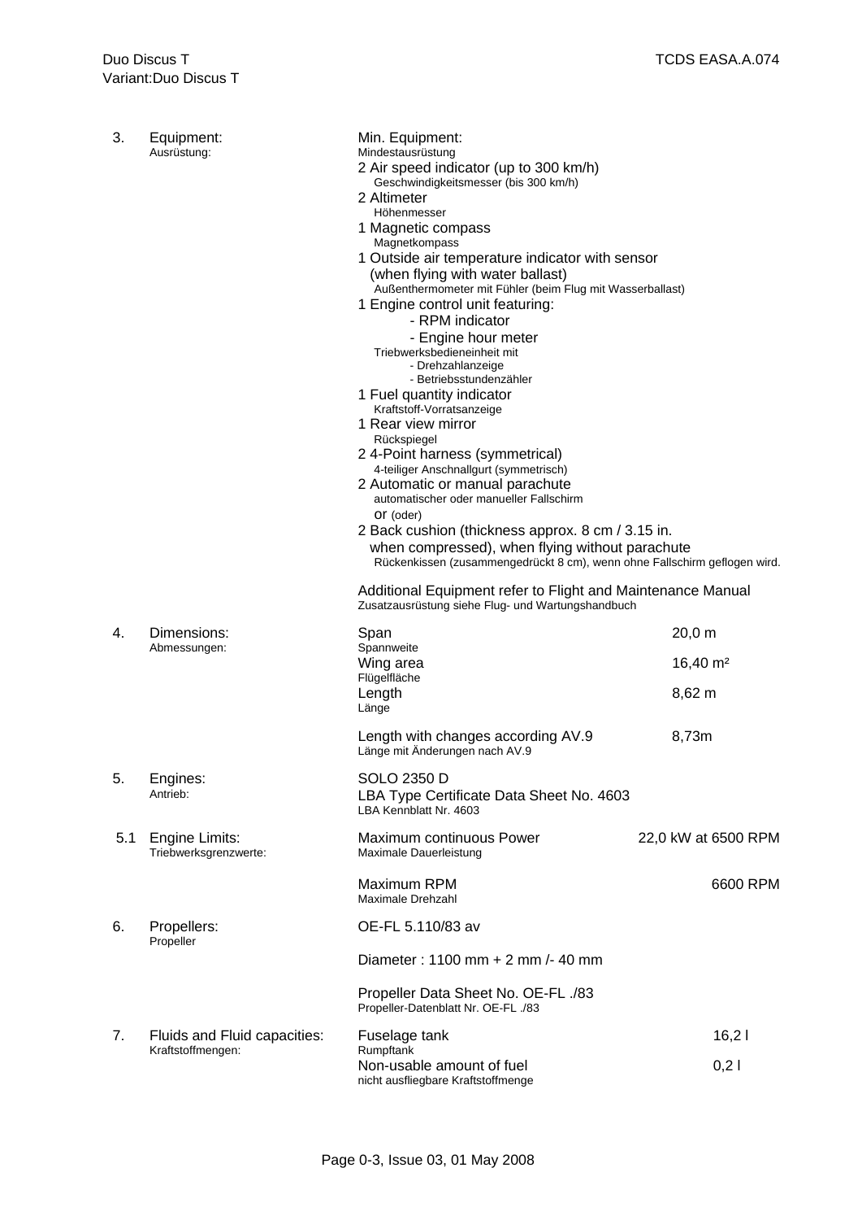| | | | |
|---|---|---|---|
| 3. | Equipment:<br>Ausrüstung: | Min. Equipment:<br>Mindestausrüstung<br>2 Air speed indicator (up to 300 km/h)<br>Geschwindigkeitsmesser (bis 300 km/h)<br>2 Altimeter<br>Höhenmesser<br>1 Magnetic compass<br>Magnetkompass<br>1 Outside air temperature indicator with sensor (when flying with water ballast)<br>Außenthermometer mit Fühler (beim Flug mit Wasserballast)<br>1 Engine control unit featuring:<br>- RPM indicator<br>- Engine hour meter<br>Triebwerksbedieneinheit mit<br>- Drehzahlanzeige<br>- Betriebsstundenzähler<br>1 Fuel quantity indicator<br>Kraftstoff-Vorratsanzeige<br>1 Rear view mirror<br>Rückspiegel<br>2 4-Point harness (symmetrical)<br>4-teiliger Anschnallgurt (symmetrisch)<br>2 Automatic or manual parachute<br>automatischer oder manueller Fallschirm<br>or (oder)<br>2 Back cushion (thickness approx. 8 cm / 3.15 in. when compressed), when flying without parachute<br>Rückenkissen (zusammengedrückt 8 cm), wenn ohne Fallschirm geflogen wird.<br><br>Additional Equipment refer to Flight and Maintenance Manual<br>Zusatzausrüstung siehe Flug- und Wartungshandbuch | |
| 4. | Dimensions:<br>Abmessungen: | Span<br>Spannweite | 20,0 m |
| | | Wing area<br>Flügelfläche | 16,40 m² |
| | | Length<br>Länge | 8,62 m |
| | | Length with changes according AV.9<br>Länge mit Änderungen nach AV.9 | 8,73m |
| 5. | Engines:<br>Antrieb: | SOLO 2350 D<br>LBA Type Certificate Data Sheet No. 4603<br>LBA Kennblatt Nr. 4603 | |
| 5.1 | Engine Limits:<br>Triebwerksgrenzwerte: | Maximum continuous Power<br>Maximale Dauerleistung | 22,0 kW at 6500 RPM |
| | | Maximum RPM<br>Maximale Drehzahl | 6600 RPM |
| 6. | Propellers:<br>Propeller | OE-FL 5.110/83 av<br><br>Diameter : 1100 mm + 2 mm /- 40 mm<br><br>Propeller Data Sheet No. OE-FL ./83<br>Propeller-Datenblatt Nr. OE-FL ./83 | |
| 7. | Fluids and Fluid capacities:<br>Kraftstoffmengen: | Fuselage tank<br>Rumpftank | 16,2 l |
| | | Non-usable amount of fuel<br>nicht ausfliegbare Kraftstoffmenge | 0,2 l |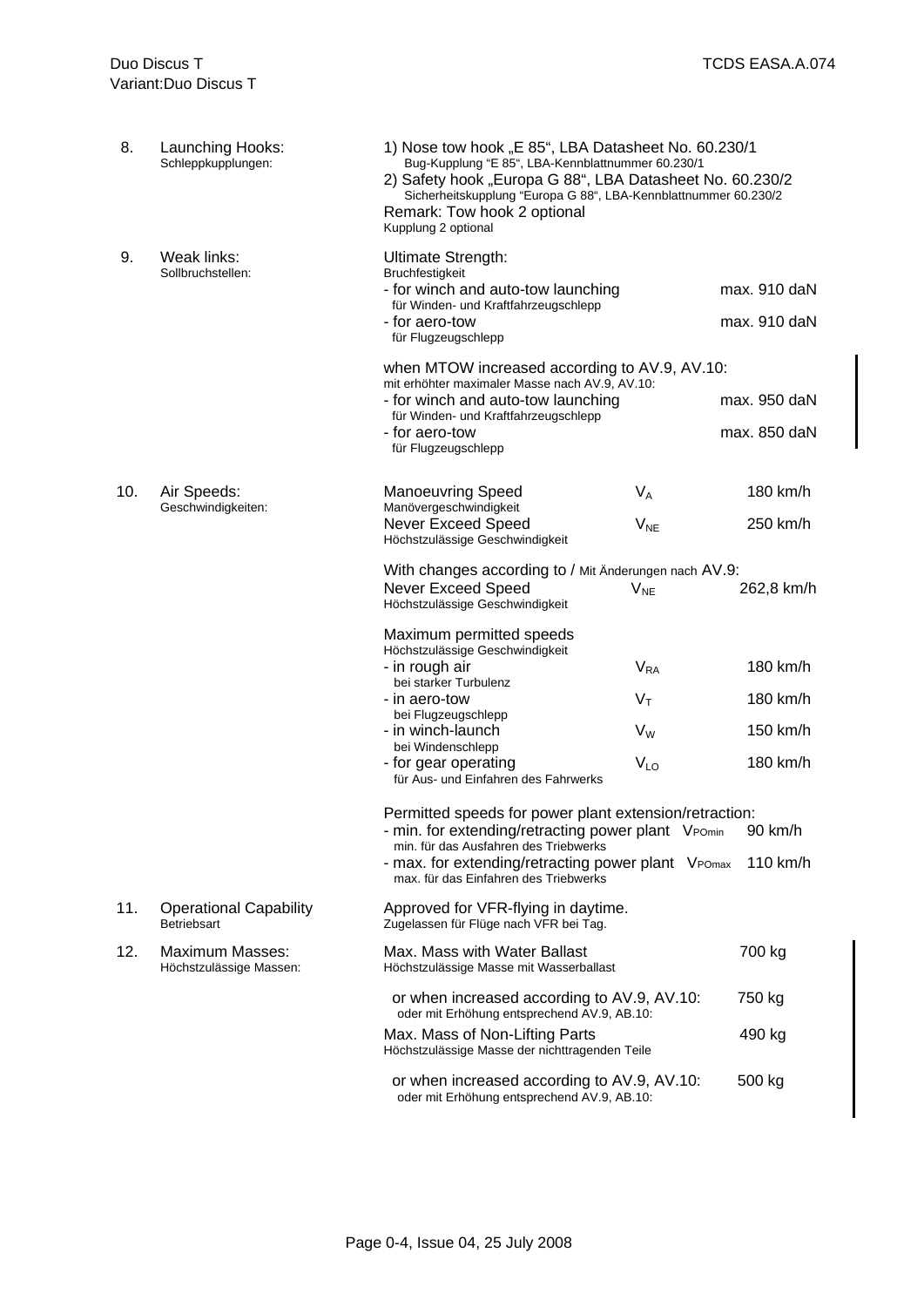| No. | Item | Description | Symbol | Value |
|---|---|---|---|---|
| 8. | Launching Hooks:<br>Schleppkupplungen: | 1) Nose tow hook „E 85", LBA Datasheet No. 60.230/1<br>Bug-Kupplung "E 85", LBA-Kennblattnummer 60.230/1<br>2) Safety hook „Europa G 88", LBA Datasheet No. 60.230/2<br>Sicherheitskupplung "Europa G 88", LBA-Kennblattnummer 60.230/2<br>Remark: Tow hook 2 optional<br>Kupplung 2 optional | | |
| 9. | Weak links:<br>Sollbruchstellen: | Ultimate Strength:<br>Bruchfestigkeit | | |
| | | - for winch and auto-tow launching<br>für Winden- und Kraftfahrzeugschlepp | | max. 910 daN |
| | | - for aero-tow<br>für Flugzeugschlepp | | max. 910 daN |
| | | when MTOW increased according to AV.9, AV.10:<br>mit erhöhter maximaler Masse nach AV.9, AV.10: | | |
| | | - for winch and auto-tow launching<br>für Winden- und Kraftfahrzeugschlepp | | max. 950 daN |
| | | - for aero-tow<br>für Flugzeugschlepp | | max. 850 daN |
| 10. | Air Speeds:<br>Geschwindigkeiten: | Manoeuvring Speed<br>Manövergeschwindigkeit | $V_A$ | 180 km/h |
| | | Never Exceed Speed<br>Höchstzulässige Geschwindigkeit | $V_{NE}$ | 250 km/h |
| | | With changes according to / Mit Änderungen nach AV.9: | | |
| | | Never Exceed Speed<br>Höchstzulässige Geschwindigkeit | $V_{NE}$ | 262,8 km/h |
| | | Maximum permitted speeds<br>Höchstzulässige Geschwindigkeit | | |
| | | - in rough air<br>bei starker Turbulenz | $V_{RA}$ | 180 km/h |
| | | - in aero-tow<br>bei Flugzeugschlepp | $V_T$ | 180 km/h |
| | | - in winch-launch<br>bei Windenschlepp | $V_W$ | 150 km/h |
| | | - for gear operating<br>für Aus- und Einfahren des Fahrwerks | $V_{LO}$ | 180 km/h |
| | | Permitted speeds for power plant extension/retraction: | | |
| | | - min. for extending/retracting power plant<br>min. für das Ausfahren des Triebwerks | $V_{POmin}$ | 90 km/h |
| | | - max. for extending/retracting power plant<br>max. für das Einfahren des Triebwerks | $V_{POmax}$ | 110 km/h |
| 11. | Operational Capability<br>Betriebsart | Approved for VFR-flying in daytime.<br>Zugelassen für Flüge nach VFR bei Tag. | | |
| 12. | Maximum Masses:<br>Höchstzulässige Massen: | Max. Mass with Water Ballast<br>Höchstzulässige Masse mit Wasserballast | | 700 kg |
| | | or when increased according to AV.9, AV.10:<br>oder mit Erhöhung entsprechend AV.9, AB.10: | | 750 kg |
| | | Max. Mass of Non-Lifting Parts<br>Höchstzulässige Masse der nichttragenden Teile | | 490 kg |
| | | or when increased according to AV.9, AV.10:<br>oder mit Erhöhung entsprechend AV.9, AB.10: | | 500 kg |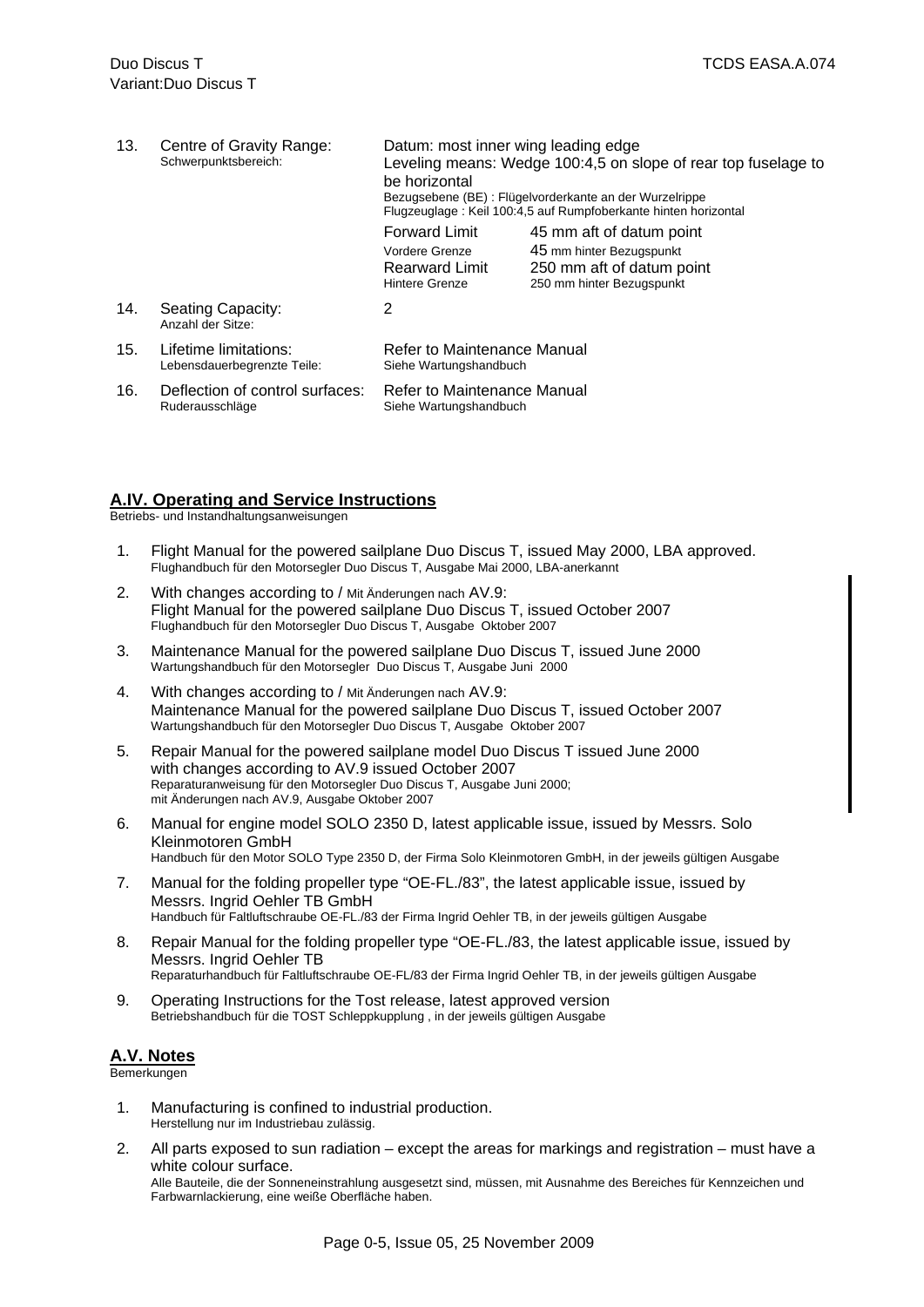| | | | |
|---|---|---|---|
| 13. | Centre of Gravity Range:<br>Schwerpunktsbereich: | Datum: most inner wing leading edge<br>Leveling means: Wedge 100:4,5 on slope of rear top fuselage to be horizontal<br>Bezugsebene (BE) : Flügelvorderkante an der Wurzelrippe<br>Flugzeuglage : Keil 100:4,5 auf Rumpfoberkante hinten horizontal | |
| | | Forward Limit<br>Vordere Grenze | 45 mm aft of datum point<br>45 mm hinter Bezugspunkt |
| | | Rearward Limit<br>Hintere Grenze | 250 mm aft of datum point<br>250 mm hinter Bezugspunkt |
| 14. | Seating Capacity:<br>Anzahl der Sitze: | 2 | |
| 15. | Lifetime limitations:<br>Lebensdauerbegrenzte Teile: | Refer to Maintenance Manual<br>Siehe Wartungshandbuch | |
| 16. | Deflection of control surfaces:<br>Ruderausschläge | Refer to Maintenance Manual<br>Siehe Wartungshandbuch | |

## A.IV. Operating and Service Instructions

Betriebs- und Instandhaltungsanweisungen

1. Flight Manual for the powered sailplane Duo Discus T, issued May 2000, LBA approved.
   Flughandbuch für den Motorsegler Duo Discus T, Ausgabe Mai 2000, LBA-anerkannt
2. With changes according to / Mit Änderungen nach AV.9:
   Flight Manual for the powered sailplane Duo Discus T, issued October 2007
   Flughandbuch für den Motorsegler Duo Discus T, Ausgabe Oktober 2007
3. Maintenance Manual for the powered sailplane Duo Discus T, issued June 2000
   Wartungshandbuch für den Motorsegler Duo Discus T, Ausgabe Juni 2000
4. With changes according to / Mit Änderungen nach AV.9:
   Maintenance Manual for the powered sailplane Duo Discus T, issued October 2007
   Wartungshandbuch für den Motorsegler Duo Discus T, Ausgabe Oktober 2007
5. Repair Manual for the powered sailplane model Duo Discus T issued June 2000 with changes according to AV.9 issued October 2007
   Reparaturanweisung für den Motorsegler Duo Discus T, Ausgabe Juni 2000; mit Änderungen nach AV.9, Ausgabe Oktober 2007
6. Manual for engine model SOLO 2350 D, latest applicable issue, issued by Messrs. Solo Kleinmotoren GmbH
   Handbuch für den Motor SOLO Type 2350 D, der Firma Solo Kleinmotoren GmbH, in der jeweils gültigen Ausgabe
7. Manual for the folding propeller type "OE-FL./83", the latest applicable issue, issued by Messrs. Ingrid Oehler TB GmbH
   Handbuch für Faltluftschraube OE-FL./83 der Firma Ingrid Oehler TB, in der jeweils gültigen Ausgabe
8. Repair Manual for the folding propeller type "OE-FL./83, the latest applicable issue, issued by Messrs. Ingrid Oehler TB
   Reparaturhandbuch für Faltluftschraube OE-FL/83 der Firma Ingrid Oehler TB, in der jeweils gültigen Ausgabe
9. Operating Instructions for the Tost release, latest approved version
   Betriebshandbuch für die TOST Schleppkupplung , in der jeweils gültigen Ausgabe

## A.V. Notes

Bemerkungen

1. Manufacturing is confined to industrial production.
   Herstellung nur im Industriebau zulässig.
2. All parts exposed to sun radiation – except the areas for markings and registration – must have a white colour surface.
   Alle Bauteile, die der Sonneneinstrahlung ausgesetzt sind, müssen, mit Ausnahme des Bereiches für Kennzeichen und Farbwarnlackierung, eine weiße Oberfläche haben.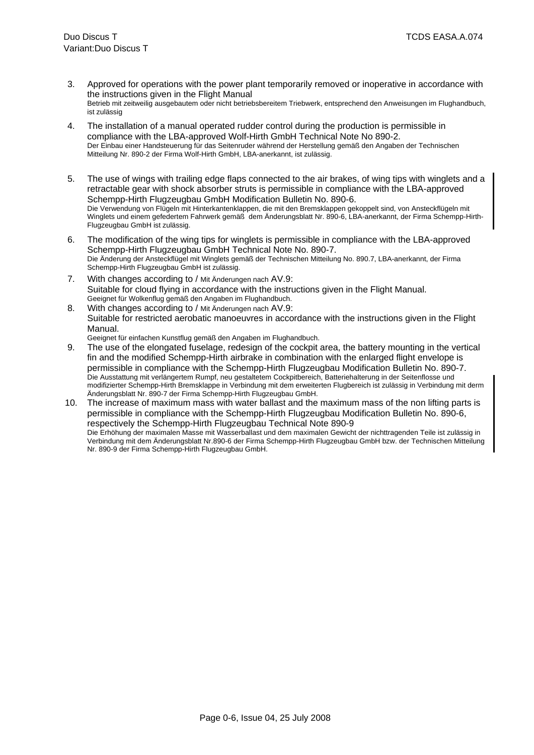3. Approved for operations with the power plant temporarily removed or inoperative in accordance with the instructions given in the Flight Manual
   Betrieb mit zeitweilig ausgebautem oder nicht betriebsbereitem Triebwerk, entsprechend den Anweisungen im Flughandbuch, ist zulässig
4. The installation of a manual operated rudder control during the production is permissible in compliance with the LBA-approved Wolf-Hirth GmbH Technical Note No 890-2.
   Der Einbau einer Handsteuerung für das Seitenruder während der Herstellung gemäß den Angaben der Technischen Mitteilung Nr. 890-2 der Firma Wolf-Hirth GmbH, LBA-anerkannt, ist zulässig.
5. The use of wings with trailing edge flaps connected to the air brakes, of wing tips with winglets and a retractable gear with shock absorber struts is permissible in compliance with the LBA-approved Schempp-Hirth Flugzeugbau GmbH Modification Bulletin No. 890-6.
   Die Verwendung von Flügeln mit Hinterkantenklappen, die mit den Bremsklappen gekoppelt sind, von Ansteckflügeln mit Winglets und einem gefedertem Fahrwerk gemäß dem Änderungsblatt Nr. 890-6, LBA-anerkannt, der Firma Schempp-Hirth-Flugzeugbau GmbH ist zulässig.
6. The modification of the wing tips for winglets is permissible in compliance with the LBA-approved Schempp-Hirth Flugzeugbau GmbH Technical Note No. 890-7.
   Die Änderung der Ansteckflügel mit Winglets gemäß der Technischen Mitteilung No. 890.7, LBA-anerkannt, der Firma Schempp-Hirth Flugzeugbau GmbH ist zulässig.
7. With changes according to / Mit Änderungen nach AV.9:
   Suitable for cloud flying in accordance with the instructions given in the Flight Manual.
   Geeignet für Wolkenflug gemäß den Angaben im Flughandbuch.
8. With changes according to / Mit Änderungen nach AV.9:
   Suitable for restricted aerobatic manoeuvres in accordance with the instructions given in the Flight Manual.
   Geeignet für einfachen Kunstflug gemäß den Angaben im Flughandbuch.
9. The use of the elongated fuselage, redesign of the cockpit area, the battery mounting in the vertical fin and the modified Schempp-Hirth airbrake in combination with the enlarged flight envelope is permissible in compliance with the Schempp-Hirth Flugzeugbau Modification Bulletin No. 890-7.
   Die Ausstattung mit verlängertem Rumpf, neu gestaltetem Cockpitbereich, Batteriehalterung in der Seitenflosse und modifizierter Schempp-Hirth Bremsklappe in Verbindung mit dem erweiterten Flugbereich ist zulässig in Verbindung mit derm Änderungsblatt Nr. 890-7 der Firma Schempp-Hirth Flugzeugbau GmbH.
10. The increase of maximum mass with water ballast and the maximum mass of the non lifting parts is permissible in compliance with the Schempp-Hirth Flugzeugbau Modification Bulletin No. 890-6, respectively the Schempp-Hirth Flugzeugbau Technical Note 890-9
    Die Erhöhung der maximalen Masse mit Wasserballast und dem maximalen Gewicht der nichttragenden Teile ist zulässig in Verbindung mit dem Änderungsblatt Nr.890-6 der Firma Schempp-Hirth Flugzeugbau GmbH bzw. der Technischen Mitteilung Nr. 890-9 der Firma Schempp-Hirth Flugzeugbau GmbH.